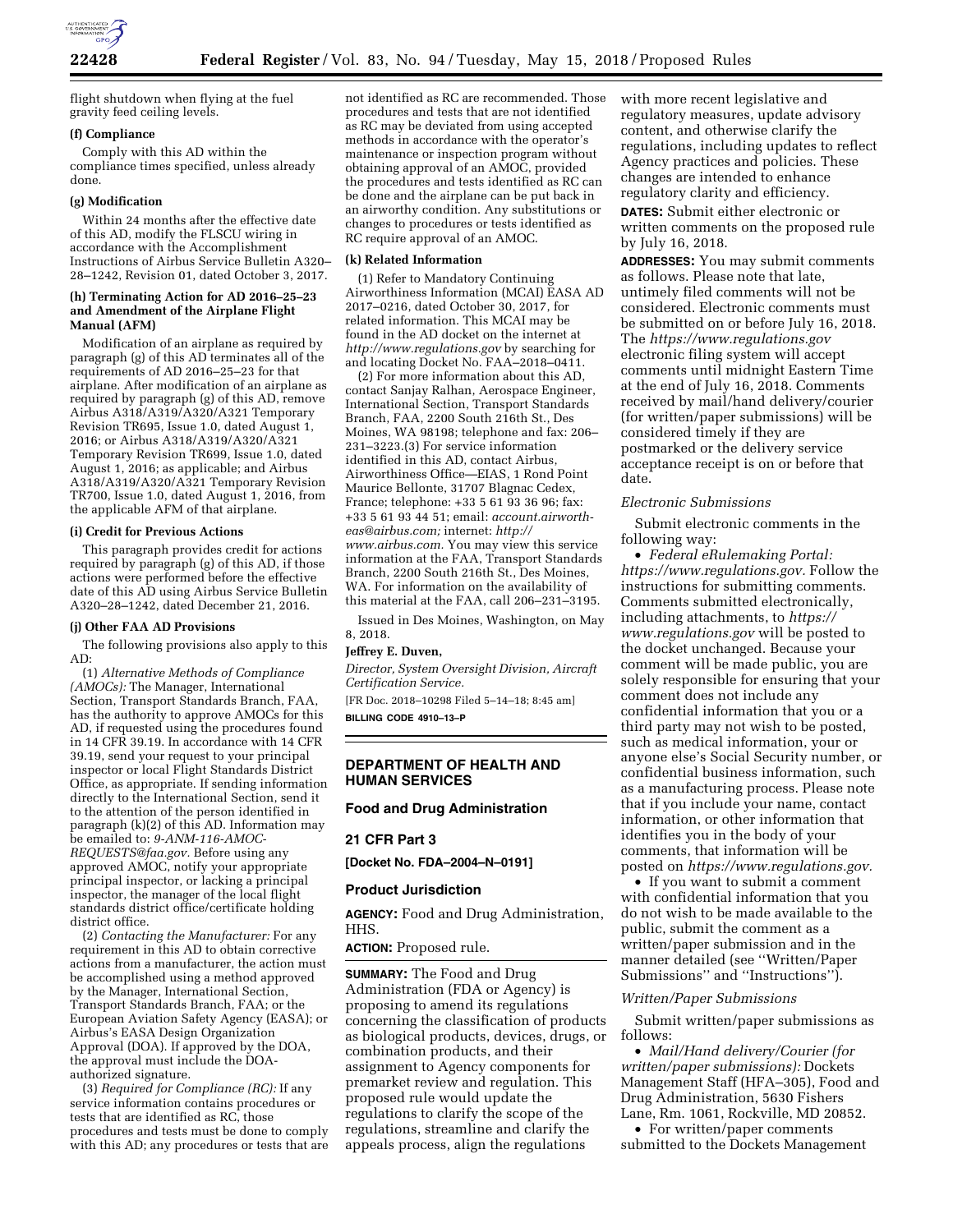flight shutdown when flying at the fuel gravity feed ceiling levels.

**(f) Compliance**

Comply with this AD within the compliance times specified, unless already done.

**(g) Modification**

Within 24 months after the effective date of this AD, modify the FLSCU wiring in accordance with the Accomplishment Instructions of Airbus Service Bulletin A320–28–1242, Revision 01, dated October 3, 2017.

**(h) Terminating Action for AD 2016–25–23 and Amendment of the Airplane Flight Manual (AFM)**

Modification of an airplane as required by paragraph (g) of this AD terminates all of the requirements of AD 2016–25–23 for that airplane. After modification of an airplane as required by paragraph (g) of this AD, remove Airbus A318/A319/A320/A321 Temporary Revision TR695, Issue 1.0, dated August 1, 2016; or Airbus A318/A319/A320/A321 Temporary Revision TR699, Issue 1.0, dated August 1, 2016; as applicable; and Airbus A318/A319/A320/A321 Temporary Revision TR700, Issue 1.0, dated August 1, 2016, from the applicable AFM of that airplane.

**(i) Credit for Previous Actions**

This paragraph provides credit for actions required by paragraph (g) of this AD, if those actions were performed before the effective date of this AD using Airbus Service Bulletin A320–28–1242, dated December 21, 2016.

**(j) Other FAA AD Provisions**

The following provisions also apply to this AD:

(1) *Alternative Methods of Compliance (AMOCs):* The Manager, International Section, Transport Standards Branch, FAA, has the authority to approve AMOCs for this AD, if requested using the procedures found in 14 CFR 39.19. In accordance with 14 CFR 39.19, send your request to your principal inspector or local Flight Standards District Office, as appropriate. If sending information directly to the International Section, send it to the attention of the person identified in paragraph (k)(2) of this AD. Information may be emailed to: *9-ANM-116-AMOC-REQUESTS@faa.gov.* Before using any approved AMOC, notify your appropriate principal inspector, or lacking a principal inspector, the manager of the local flight standards district office/certificate holding district office.

(2) *Contacting the Manufacturer:* For any requirement in this AD to obtain corrective actions from a manufacturer, the action must be accomplished using a method approved by the Manager, International Section, Transport Standards Branch, FAA; or the European Aviation Safety Agency (EASA); or Airbus's EASA Design Organization Approval (DOA). If approved by the DOA, the approval must include the DOA-authorized signature.

(3) *Required for Compliance (RC):* If any service information contains procedures or tests that are identified as RC, those procedures and tests must be done to comply with this AD; any procedures or tests that are not identified as RC are recommended. Those procedures and tests that are not identified as RC may be deviated from using accepted methods in accordance with the operator's maintenance or inspection program without obtaining approval of an AMOC, provided the procedures and tests identified as RC can be done and the airplane can be put back in an airworthy condition. Any substitutions or changes to procedures or tests identified as RC require approval of an AMOC.

**(k) Related Information**

(1) Refer to Mandatory Continuing Airworthiness Information (MCAI) EASA AD 2017–0216, dated October 30, 2017, for related information. This MCAI may be found in the AD docket on the internet at *http://www.regulations.gov* by searching for and locating Docket No. FAA–2018–0411.

(2) For more information about this AD, contact Sanjay Ralhan, Aerospace Engineer, International Section, Transport Standards Branch, FAA, 2200 South 216th St., Des Moines, WA 98198; telephone and fax: 206–231–3223.(3) For service information identified in this AD, contact Airbus, Airworthiness Office—EIAS, 1 Rond Point Maurice Bellonte, 31707 Blagnac Cedex, France; telephone: +33 5 61 93 36 96; fax: +33 5 61 93 44 51; email: *account.airworth-eas@airbus.com;* internet: *http://www.airbus.com.* You may view this service information at the FAA, Transport Standards Branch, 2200 South 216th St., Des Moines, WA. For information on the availability of this material at the FAA, call 206–231–3195.

Issued in Des Moines, Washington, on May 8, 2018.

**Jeffrey E. Duven,**

*Director, System Oversight Division, Aircraft Certification Service.*

[FR Doc. 2018–10298 Filed 5–14–18; 8:45 am]

**BILLING CODE 4910–13–P**

## DEPARTMENT OF HEALTH AND HUMAN SERVICES

### Food and Drug Administration

### 21 CFR Part 3

**[Docket No. FDA–2004–N–0191]**

### Product Jurisdiction

**AGENCY:** Food and Drug Administration, HHS.

**ACTION:** Proposed rule.

**SUMMARY:** The Food and Drug Administration (FDA or Agency) is proposing to amend its regulations concerning the classification of products as biological products, devices, drugs, or combination products, and their assignment to Agency components for premarket review and regulation. This proposed rule would update the regulations to clarify the scope of the regulations, streamline and clarify the appeals process, align the regulations with more recent legislative and regulatory measures, update advisory content, and otherwise clarify the regulations, including updates to reflect Agency practices and policies. These changes are intended to enhance regulatory clarity and efficiency.

**DATES:** Submit either electronic or written comments on the proposed rule by July 16, 2018.

**ADDRESSES:** You may submit comments as follows. Please note that late, untimely filed comments will not be considered. Electronic comments must be submitted on or before July 16, 2018. The *https://www.regulations.gov* electronic filing system will accept comments until midnight Eastern Time at the end of July 16, 2018. Comments received by mail/hand delivery/courier (for written/paper submissions) will be considered timely if they are postmarked or the delivery service acceptance receipt is on or before that date.

*Electronic Submissions*

Submit electronic comments in the following way:

- *Federal eRulemaking Portal: https://www.regulations.gov.* Follow the instructions for submitting comments. Comments submitted electronically, including attachments, to *https://www.regulations.gov* will be posted to the docket unchanged. Because your comment will be made public, you are solely responsible for ensuring that your comment does not include any confidential information that you or a third party may not wish to be posted, such as medical information, your or anyone else's Social Security number, or confidential business information, such as a manufacturing process. Please note that if you include your name, contact information, or other information that identifies you in the body of your comments, that information will be posted on *https://www.regulations.gov.*
- If you want to submit a comment with confidential information that you do not wish to be made available to the public, submit the comment as a written/paper submission and in the manner detailed (see ''Written/Paper Submissions'' and ''Instructions'').

*Written/Paper Submissions*

Submit written/paper submissions as follows:

- *Mail/Hand delivery/Courier (for written/paper submissions):* Dockets Management Staff (HFA–305), Food and Drug Administration, 5630 Fishers Lane, Rm. 1061, Rockville, MD 20852.
- For written/paper comments submitted to the Dockets Management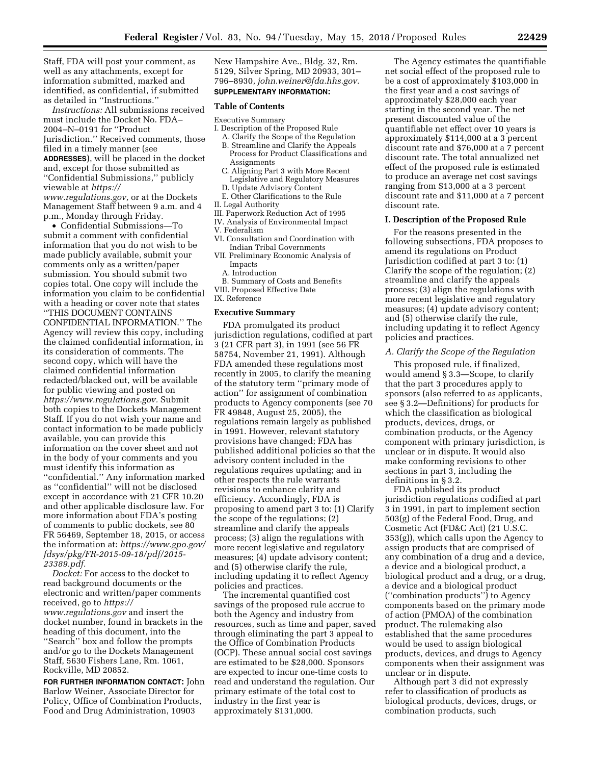Staff, FDA will post your comment, as well as any attachments, except for information submitted, marked and identified, as confidential, if submitted as detailed in ''Instructions.''

*Instructions:* All submissions received must include the Docket No. FDA–2004–N–0191 for ''Product Jurisdiction.'' Received comments, those filed in a timely manner (see **ADDRESSES**), will be placed in the docket and, except for those submitted as ''Confidential Submissions,'' publicly viewable at *https://www.regulations.gov,* or at the Dockets Management Staff between 9 a.m. and 4 p.m., Monday through Friday.

• Confidential Submissions—To submit a comment with confidential information that you do not wish to be made publicly available, submit your comments only as a written/paper submission. You should submit two copies total. One copy will include the information you claim to be confidential with a heading or cover note that states ''THIS DOCUMENT CONTAINS CONFIDENTIAL INFORMATION.'' The Agency will review this copy, including the claimed confidential information, in its consideration of comments. The second copy, which will have the claimed confidential information redacted/blacked out, will be available for public viewing and posted on *https://www.regulations.gov.* Submit both copies to the Dockets Management Staff. If you do not wish your name and contact information to be made publicly available, you can provide this information on the cover sheet and not in the body of your comments and you must identify this information as ''confidential.'' Any information marked as ''confidential'' will not be disclosed except in accordance with 21 CFR 10.20 and other applicable disclosure law. For more information about FDA's posting of comments to public dockets, see 80 FR 56469, September 18, 2015, or access the information at: *https://www.gpo.gov/fdsys/pkg/FR-2015-09-18/pdf/2015-23389.pdf.*

*Docket:* For access to the docket to read background documents or the electronic and written/paper comments received, go to *https://www.regulations.gov* and insert the docket number, found in brackets in the heading of this document, into the ''Search'' box and follow the prompts and/or go to the Dockets Management Staff, 5630 Fishers Lane, Rm. 1061, Rockville, MD 20852.

**FOR FURTHER INFORMATION CONTACT:** John Barlow Weiner, Associate Director for Policy, Office of Combination Products, Food and Drug Administration, 10903 New Hampshire Ave., Bldg. 32, Rm. 5129, Silver Spring, MD 20933, 301–796–8930, *john.weiner@fda.hhs.gov.*

**SUPPLEMENTARY INFORMATION:**

**Table of Contents**

Executive Summary
I. Description of the Proposed Rule
  A. Clarify the Scope of the Regulation
  B. Streamline and Clarify the Appeals Process for Product Classifications and Assignments
  C. Aligning Part 3 with More Recent Legislative and Regulatory Measures
  D. Update Advisory Content
  E. Other Clarifications to the Rule
II. Legal Authority
III. Paperwork Reduction Act of 1995
IV. Analysis of Environmental Impact
V. Federalism
VI. Consultation and Coordination with Indian Tribal Governments
VII. Preliminary Economic Analysis of Impacts
  A. Introduction
  B. Summary of Costs and Benefits
VIII. Proposed Effective Date
IX. Reference

**Executive Summary**

FDA promulgated its product jurisdiction regulations, codified at part 3 (21 CFR part 3), in 1991 (see 56 FR 58754, November 21, 1991). Although FDA amended these regulations most recently in 2005, to clarify the meaning of the statutory term ''primary mode of action'' for assignment of combination products to Agency components (see 70 FR 49848, August 25, 2005), the regulations remain largely as published in 1991. However, relevant statutory provisions have changed; FDA has published additional policies so that the advisory content included in the regulations requires updating; and in other respects the rule warrants revisions to enhance clarity and efficiency. Accordingly, FDA is proposing to amend part 3 to: (1) Clarify the scope of the regulations; (2) streamline and clarify the appeals process; (3) align the regulations with more recent legislative and regulatory measures; (4) update advisory content; and (5) otherwise clarify the rule, including updating it to reflect Agency policies and practices.

The incremental quantified cost savings of the proposed rule accrue to both the Agency and industry from resources, such as time and paper, saved through eliminating the part 3 appeal to the Office of Combination Products (OCP). These annual social cost savings are estimated to be $28,000. Sponsors are expected to incur one-time costs to read and understand the regulation. Our primary estimate of the total cost to industry in the first year is approximately $131,000.

The Agency estimates the quantifiable net social effect of the proposed rule to be a cost of approximately $103,000 in the first year and a cost savings of approximately $28,000 each year starting in the second year. The net present discounted value of the quantifiable net effect over 10 years is approximately $114,000 at a 3 percent discount rate and $76,000 at a 7 percent discount rate. The total annualized net effect of the proposed rule is estimated to produce an average net cost savings ranging from $13,000 at a 3 percent discount rate and $11,000 at a 7 percent discount rate.

**I. Description of the Proposed Rule**

For the reasons presented in the following subsections, FDA proposes to amend its regulations on Product Jurisdiction codified at part 3 to: (1) Clarify the scope of the regulation; (2) streamline and clarify the appeals process; (3) align the regulations with more recent legislative and regulatory measures; (4) update advisory content; and (5) otherwise clarify the rule, including updating it to reflect Agency policies and practices.

*A. Clarify the Scope of the Regulation*

This proposed rule, if finalized, would amend § 3.3—Scope, to clarify that the part 3 procedures apply to sponsors (also referred to as applicants, see § 3.2—Definitions) for products for which the classification as biological products, devices, drugs, or combination products, or the Agency component with primary jurisdiction, is unclear or in dispute. It would also make conforming revisions to other sections in part 3, including the definitions in § 3.2.

FDA published its product jurisdiction regulations codified at part 3 in 1991, in part to implement section 503(g) of the Federal Food, Drug, and Cosmetic Act (FD&C Act) (21 U.S.C. 353(g)), which calls upon the Agency to assign products that are comprised of any combination of a drug and a device, a device and a biological product, a biological product and a drug, or a drug, a device and a biological product (''combination products'') to Agency components based on the primary mode of action (PMOA) of the combination product. The rulemaking also established that the same procedures would be used to assign biological products, devices, and drugs to Agency components when their assignment was unclear or in dispute.

Although part 3 did not expressly refer to classification of products as biological products, devices, drugs, or combination products, such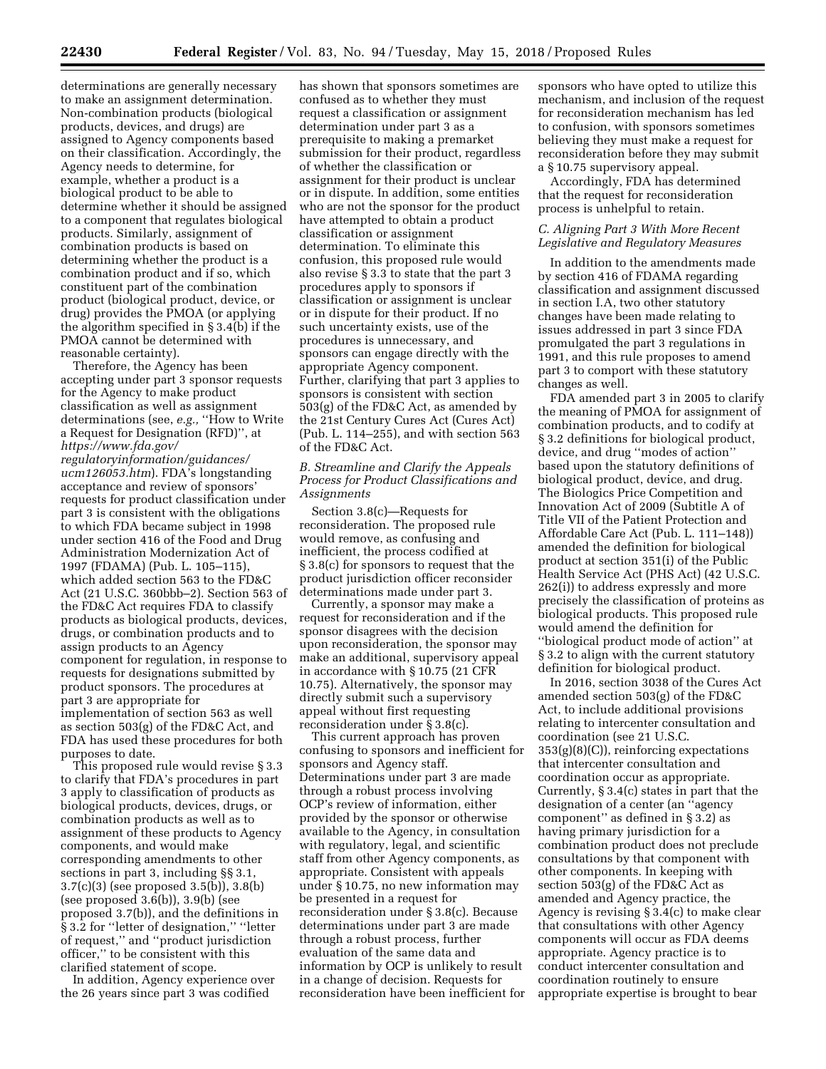determinations are generally necessary to make an assignment determination. Non-combination products (biological products, devices, and drugs) are assigned to Agency components based on their classification. Accordingly, the Agency needs to determine, for example, whether a product is a biological product to be able to determine whether it should be assigned to a component that regulates biological products. Similarly, assignment of combination products is based on determining whether the product is a combination product and if so, which constituent part of the combination product (biological product, device, or drug) provides the PMOA (or applying the algorithm specified in § 3.4(b) if the PMOA cannot be determined with reasonable certainty).

Therefore, the Agency has been accepting under part 3 sponsor requests for the Agency to make product classification as well as assignment determinations (see, *e.g.,* ''How to Write a Request for Designation (RFD)'', at *https://www.fda.gov/regulatoryinformation/guidances/ucm126053.htm*). FDA's longstanding acceptance and review of sponsors' requests for product classification under part 3 is consistent with the obligations to which FDA became subject in 1998 under section 416 of the Food and Drug Administration Modernization Act of 1997 (FDAMA) (Pub. L. 105–115), which added section 563 to the FD&C Act (21 U.S.C. 360bbb–2). Section 563 of the FD&C Act requires FDA to classify products as biological products, devices, drugs, or combination products and to assign products to an Agency component for regulation, in response to requests for designations submitted by product sponsors. The procedures at part 3 are appropriate for implementation of section 563 as well as section 503(g) of the FD&C Act, and FDA has used these procedures for both purposes to date.

This proposed rule would revise § 3.3 to clarify that FDA's procedures in part 3 apply to classification of products as biological products, devices, drugs, or combination products as well as to assignment of these products to Agency components, and would make corresponding amendments to other sections in part 3, including §§ 3.1, 3.7(c)(3) (see proposed 3.5(b)), 3.8(b) (see proposed 3.6(b)), 3.9(b) (see proposed 3.7(b)), and the definitions in § 3.2 for ''letter of designation,'' ''letter of request,'' and ''product jurisdiction officer,'' to be consistent with this clarified statement of scope.

In addition, Agency experience over the 26 years since part 3 was codified has shown that sponsors sometimes are confused as to whether they must request a classification or assignment determination under part 3 as a prerequisite to making a premarket submission for their product, regardless of whether the classification or assignment for their product is unclear or in dispute. In addition, some entities who are not the sponsor for the product have attempted to obtain a product classification or assignment determination. To eliminate this confusion, this proposed rule would also revise § 3.3 to state that the part 3 procedures apply to sponsors if classification or assignment is unclear or in dispute for their product. If no such uncertainty exists, use of the procedures is unnecessary, and sponsors can engage directly with the appropriate Agency component. Further, clarifying that part 3 applies to sponsors is consistent with section 503(g) of the FD&C Act, as amended by the 21st Century Cures Act (Cures Act) (Pub. L. 114–255), and with section 563 of the FD&C Act.

### *B. Streamline and Clarify the Appeals Process for Product Classifications and Assignments*

Section 3.8(c)—Requests for reconsideration. The proposed rule would remove, as confusing and inefficient, the process codified at § 3.8(c) for sponsors to request that the product jurisdiction officer reconsider determinations made under part 3.

Currently, a sponsor may make a request for reconsideration and if the sponsor disagrees with the decision upon reconsideration, the sponsor may make an additional, supervisory appeal in accordance with § 10.75 (21 CFR 10.75). Alternatively, the sponsor may directly submit such a supervisory appeal without first requesting reconsideration under § 3.8(c).

This current approach has proven confusing to sponsors and inefficient for sponsors and Agency staff. Determinations under part 3 are made through a robust process involving OCP's review of information, either provided by the sponsor or otherwise available to the Agency, in consultation with regulatory, legal, and scientific staff from other Agency components, as appropriate. Consistent with appeals under § 10.75, no new information may be presented in a request for reconsideration under § 3.8(c). Because determinations under part 3 are made through a robust process, further evaluation of the same data and information by OCP is unlikely to result in a change of decision. Requests for reconsideration have been inefficient for sponsors who have opted to utilize this mechanism, and inclusion of the request for reconsideration mechanism has led to confusion, with sponsors sometimes believing they must make a request for reconsideration before they may submit a § 10.75 supervisory appeal.

Accordingly, FDA has determined that the request for reconsideration process is unhelpful to retain.

### *C. Aligning Part 3 With More Recent Legislative and Regulatory Measures*

In addition to the amendments made by section 416 of FDAMA regarding classification and assignment discussed in section I.A, two other statutory changes have been made relating to issues addressed in part 3 since FDA promulgated the part 3 regulations in 1991, and this rule proposes to amend part 3 to comport with these statutory changes as well.

FDA amended part 3 in 2005 to clarify the meaning of PMOA for assignment of combination products, and to codify at § 3.2 definitions for biological product, device, and drug ''modes of action'' based upon the statutory definitions of biological product, device, and drug. The Biologics Price Competition and Innovation Act of 2009 (Subtitle A of Title VII of the Patient Protection and Affordable Care Act (Pub. L. 111–148)) amended the definition for biological product at section 351(i) of the Public Health Service Act (PHS Act) (42 U.S.C. 262(i)) to address expressly and more precisely the classification of proteins as biological products. This proposed rule would amend the definition for ''biological product mode of action'' at § 3.2 to align with the current statutory definition for biological product.

In 2016, section 3038 of the Cures Act amended section 503(g) of the FD&C Act, to include additional provisions relating to intercenter consultation and coordination (see 21 U.S.C. 353(g)(8)(C)), reinforcing expectations that intercenter consultation and coordination occur as appropriate. Currently, § 3.4(c) states in part that the designation of a center (an ''agency component'' as defined in § 3.2) as having primary jurisdiction for a combination product does not preclude consultations by that component with other components. In keeping with section 503(g) of the FD&C Act as amended and Agency practice, the Agency is revising § 3.4(c) to make clear that consultations with other Agency components will occur as FDA deems appropriate. Agency practice is to conduct intercenter consultation and coordination routinely to ensure appropriate expertise is brought to bear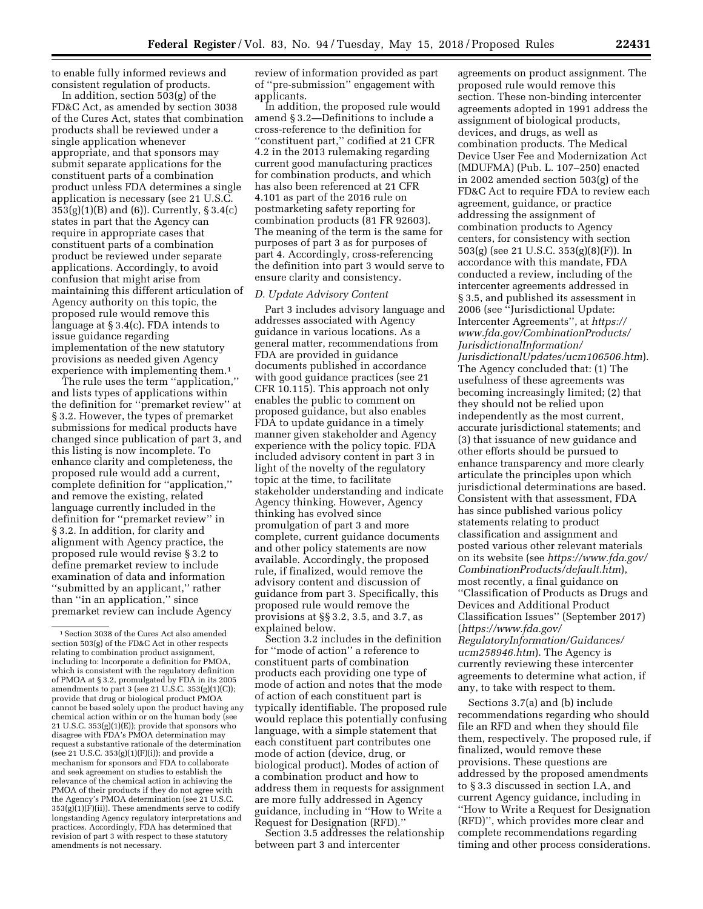to enable fully informed reviews and consistent regulation of products.

In addition, section 503(g) of the FD&C Act, as amended by section 3038 of the Cures Act, states that combination products shall be reviewed under a single application whenever appropriate, and that sponsors may submit separate applications for the constituent parts of a combination product unless FDA determines a single application is necessary (see 21 U.S.C. 353(g)(1)(B) and (6)). Currently, § 3.4(c) states in part that the Agency can require in appropriate cases that constituent parts of a combination product be reviewed under separate applications. Accordingly, to avoid confusion that might arise from maintaining this different articulation of Agency authority on this topic, the proposed rule would remove this language at § 3.4(c). FDA intends to issue guidance regarding implementation of the new statutory provisions as needed given Agency experience with implementing them.[1]

The rule uses the term ''application,'' and lists types of applications within the definition for ''premarket review'' at § 3.2. However, the types of premarket submissions for medical products have changed since publication of part 3, and this listing is now incomplete. To enhance clarity and completeness, the proposed rule would add a current, complete definition for ''application,'' and remove the existing, related language currently included in the definition for ''premarket review'' in § 3.2. In addition, for clarity and alignment with Agency practice, the proposed rule would revise § 3.2 to define premarket review to include examination of data and information ''submitted by an applicant,'' rather than ''in an application,'' since premarket review can include Agency review of information provided as part of ''pre-submission'' engagement with applicants.

In addition, the proposed rule would amend § 3.2—Definitions to include a cross-reference to the definition for ''constituent part,'' codified at 21 CFR 4.2 in the 2013 rulemaking regarding current good manufacturing practices for combination products, and which has also been referenced at 21 CFR 4.101 as part of the 2016 rule on postmarketing safety reporting for combination products (81 FR 92603). The meaning of the term is the same for purposes of part 3 as for purposes of part 4. Accordingly, cross-referencing the definition into part 3 would serve to ensure clarity and consistency.

### *D. Update Advisory Content*

Part 3 includes advisory language and addresses associated with Agency guidance in various locations. As a general matter, recommendations from FDA are provided in guidance documents published in accordance with good guidance practices (see 21 CFR 10.115). This approach not only enables the public to comment on proposed guidance, but also enables FDA to update guidance in a timely manner given stakeholder and Agency experience with the policy topic. FDA included advisory content in part 3 in light of the novelty of the regulatory topic at the time, to facilitate stakeholder understanding and indicate Agency thinking. However, Agency thinking has evolved since promulgation of part 3 and more complete, current guidance documents and other policy statements are now available. Accordingly, the proposed rule, if finalized, would remove the advisory content and discussion of guidance from part 3. Specifically, this proposed rule would remove the provisions at §§ 3.2, 3.5, and 3.7, as explained below.

Section 3.2 includes in the definition for ''mode of action'' a reference to constituent parts of combination products each providing one type of mode of action and notes that the mode of action of each constituent part is typically identifiable. The proposed rule would replace this potentially confusing language, with a simple statement that each constituent part contributes one mode of action (device, drug, or biological product). Modes of action of a combination product and how to address them in requests for assignment are more fully addressed in Agency guidance, including in ''How to Write a Request for Designation (RFD).''

Section 3.5 addresses the relationship between part 3 and intercenter agreements on product assignment. The proposed rule would remove this section. These non-binding intercenter agreements adopted in 1991 address the assignment of biological products, devices, and drugs, as well as combination products. The Medical Device User Fee and Modernization Act (MDUFMA) (Pub. L. 107–250) enacted in 2002 amended section 503(g) of the FD&C Act to require FDA to review each agreement, guidance, or practice addressing the assignment of combination products to Agency centers, for consistency with section 503(g) (see 21 U.S.C. 353(g)(8)(F)). In accordance with this mandate, FDA conducted a review, including of the intercenter agreements addressed in § 3.5, and published its assessment in 2006 (see ''Jurisdictional Update: Intercenter Agreements'', at *https://www.fda.gov/CombinationProducts/JurisdictionalInformation/JurisdictionalUpdates/ucm106506.htm*). The Agency concluded that: (1) The usefulness of these agreements was becoming increasingly limited; (2) that they should not be relied upon independently as the most current, accurate jurisdictional statements; and (3) that issuance of new guidance and other efforts should be pursued to enhance transparency and more clearly articulate the principles upon which jurisdictional determinations are based. Consistent with that assessment, FDA has since published various policy statements relating to product classification and assignment and posted various other relevant materials on its website (see *https://www.fda.gov/CombinationProducts/default.htm*), most recently, a final guidance on ''Classification of Products as Drugs and Devices and Additional Product Classification Issues'' (September 2017) (*https://www.fda.gov/RegulatoryInformation/Guidances/ucm258946.htm*). The Agency is currently reviewing these intercenter agreements to determine what action, if any, to take with respect to them.

Sections 3.7(a) and (b) include recommendations regarding who should file an RFD and when they should file them, respectively. The proposed rule, if finalized, would remove these provisions. These questions are addressed by the proposed amendments to § 3.3 discussed in section I.A, and current Agency guidance, including in ''How to Write a Request for Designation (RFD)'', which provides more clear and complete recommendations regarding timing and other process considerations.

---

[1] Section 3038 of the Cures Act also amended section 503(g) of the FD&C Act in other respects relating to combination product assignment, including to: Incorporate a definition for PMOA, which is consistent with the regulatory definition of PMOA at § 3.2, promulgated by FDA in its 2005 amendments to part 3 (see 21 U.S.C. 353(g)(1)(C)); provide that drug or biological product PMOA cannot be based solely upon the product having any chemical action within or on the human body (see 21 U.S.C. 353(g)(1)(E)); provide that sponsors who disagree with FDA's PMOA determination may request a substantive rationale of the determination (see 21 U.S.C. 353(g)(1)(F)(i)); and provide a mechanism for sponsors and FDA to collaborate and seek agreement on studies to establish the relevance of the chemical action in achieving the PMOA of their products if they do not agree with the Agency's PMOA determination (see 21 U.S.C. 353(g)(1)(F)(ii)). These amendments serve to codify longstanding Agency regulatory interpretations and practices. Accordingly, FDA has determined that revision of part 3 with respect to these statutory amendments is not necessary.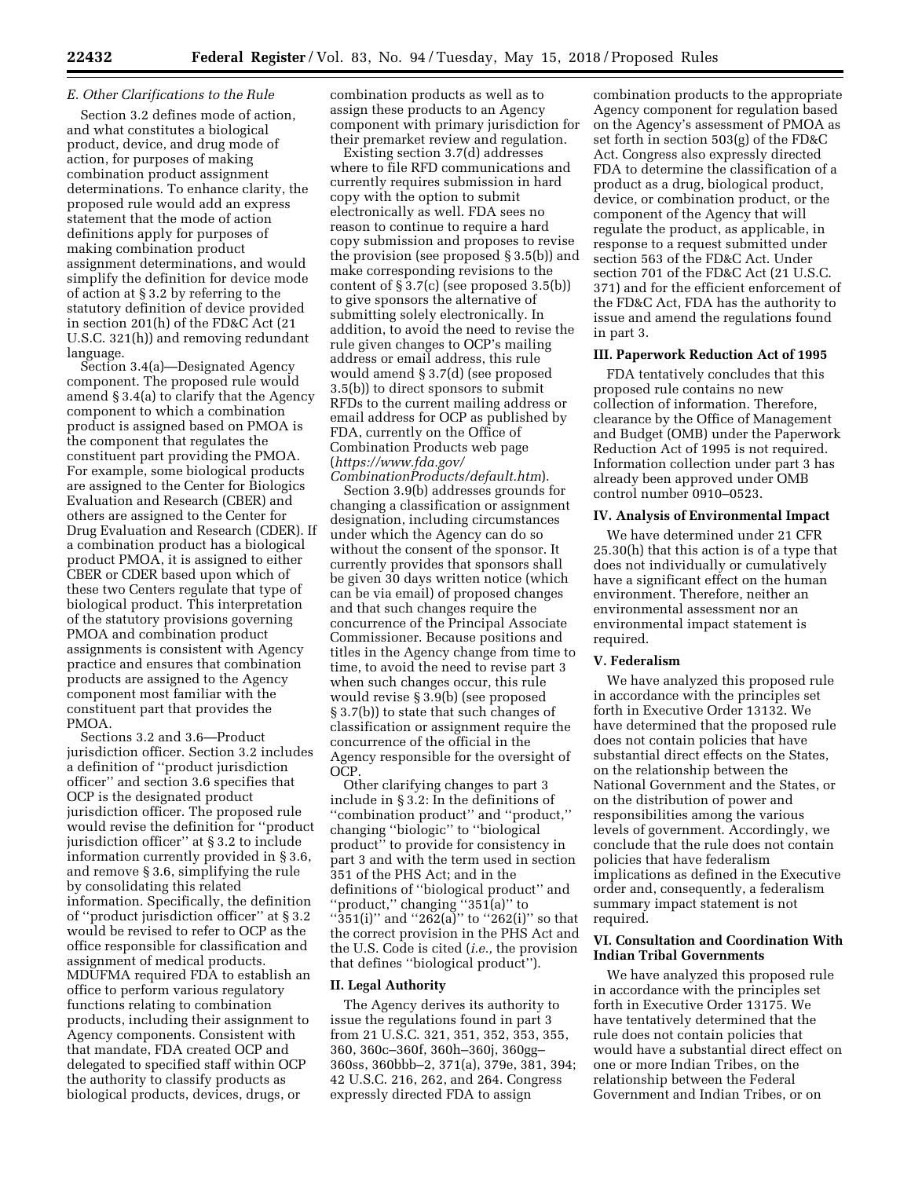### E. Other Clarifications to the Rule

Section 3.2 defines mode of action, and what constitutes a biological product, device, and drug mode of action, for purposes of making combination product assignment determinations. To enhance clarity, the proposed rule would add an express statement that the mode of action definitions apply for purposes of making combination product assignment determinations, and would simplify the definition for device mode of action at § 3.2 by referring to the statutory definition of device provided in section 201(h) of the FD&C Act (21 U.S.C. 321(h)) and removing redundant language.

Section 3.4(a)—Designated Agency component. The proposed rule would amend § 3.4(a) to clarify that the Agency component to which a combination product is assigned based on PMOA is the component that regulates the constituent part providing the PMOA. For example, some biological products are assigned to the Center for Biologics Evaluation and Research (CBER) and others are assigned to the Center for Drug Evaluation and Research (CDER). If a combination product has a biological product PMOA, it is assigned to either CBER or CDER based upon which of these two Centers regulate that type of biological product. This interpretation of the statutory provisions governing PMOA and combination product assignments is consistent with Agency practice and ensures that combination products are assigned to the Agency component most familiar with the constituent part that provides the PMOA.

Sections 3.2 and 3.6—Product jurisdiction officer. Section 3.2 includes a definition of ''product jurisdiction officer'' and section 3.6 specifies that OCP is the designated product jurisdiction officer. The proposed rule would revise the definition for ''product jurisdiction officer'' at § 3.2 to include information currently provided in § 3.6, and remove § 3.6, simplifying the rule by consolidating this related information. Specifically, the definition of ''product jurisdiction officer'' at § 3.2 would be revised to refer to OCP as the office responsible for classification and assignment of medical products. MDUFMA required FDA to establish an office to perform various regulatory functions relating to combination products, including their assignment to Agency components. Consistent with that mandate, FDA created OCP and delegated to specified staff within OCP the authority to classify products as biological products, devices, drugs, or combination products as well as to assign these products to an Agency component with primary jurisdiction for their premarket review and regulation.

Existing section 3.7(d) addresses where to file RFD communications and currently requires submission in hard copy with the option to submit electronically as well. FDA sees no reason to continue to require a hard copy submission and proposes to revise the provision (see proposed § 3.5(b)) and make corresponding revisions to the content of § 3.7(c) (see proposed 3.5(b)) to give sponsors the alternative of submitting solely electronically. In addition, to avoid the need to revise the rule given changes to OCP's mailing address or email address, this rule would amend § 3.7(d) (see proposed 3.5(b)) to direct sponsors to submit RFDs to the current mailing address or email address for OCP as published by FDA, currently on the Office of Combination Products web page (*https://www.fda.gov/CombinationProducts/default.htm*).

Section 3.9(b) addresses grounds for changing a classification or assignment designation, including circumstances under which the Agency can do so without the consent of the sponsor. It currently provides that sponsors shall be given 30 days written notice (which can be via email) of proposed changes and that such changes require the concurrence of the Principal Associate Commissioner. Because positions and titles in the Agency change from time to time, to avoid the need to revise part 3 when such changes occur, this rule would revise § 3.9(b) (see proposed § 3.7(b)) to state that such changes of classification or assignment require the concurrence of the official in the Agency responsible for the oversight of OCP.

Other clarifying changes to part 3 include in § 3.2: In the definitions of ''combination product'' and ''product,'' changing ''biologic'' to ''biological product'' to provide for consistency in part 3 and with the term used in section 351 of the PHS Act; and in the definitions of ''biological product'' and ''product,'' changing ''351(a)'' to ''351(i)'' and ''262(a)'' to ''262(i)'' so that the correct provision in the PHS Act and the U.S. Code is cited (*i.e.,* the provision that defines ''biological product'').

## II. Legal Authority

The Agency derives its authority to issue the regulations found in part 3 from 21 U.S.C. 321, 351, 352, 353, 355, 360, 360c–360f, 360h–360j, 360gg–360ss, 360bbb–2, 371(a), 379e, 381, 394; 42 U.S.C. 216, 262, and 264. Congress expressly directed FDA to assign combination products to the appropriate Agency component for regulation based on the Agency's assessment of PMOA as set forth in section 503(g) of the FD&C Act. Congress also expressly directed FDA to determine the classification of a product as a drug, biological product, device, or combination product, or the component of the Agency that will regulate the product, as applicable, in response to a request submitted under section 563 of the FD&C Act. Under section 701 of the FD&C Act (21 U.S.C. 371) and for the efficient enforcement of the FD&C Act, FDA has the authority to issue and amend the regulations found in part 3.

## III. Paperwork Reduction Act of 1995

FDA tentatively concludes that this proposed rule contains no new collection of information. Therefore, clearance by the Office of Management and Budget (OMB) under the Paperwork Reduction Act of 1995 is not required. Information collection under part 3 has already been approved under OMB control number 0910–0523.

## IV. Analysis of Environmental Impact

We have determined under 21 CFR 25.30(h) that this action is of a type that does not individually or cumulatively have a significant effect on the human environment. Therefore, neither an environmental assessment nor an environmental impact statement is required.

## V. Federalism

We have analyzed this proposed rule in accordance with the principles set forth in Executive Order 13132. We have determined that the proposed rule does not contain policies that have substantial direct effects on the States, on the relationship between the National Government and the States, or on the distribution of power and responsibilities among the various levels of government. Accordingly, we conclude that the rule does not contain policies that have federalism implications as defined in the Executive order and, consequently, a federalism summary impact statement is not required.

## VI. Consultation and Coordination With Indian Tribal Governments

We have analyzed this proposed rule in accordance with the principles set forth in Executive Order 13175. We have tentatively determined that the rule does not contain policies that would have a substantial direct effect on one or more Indian Tribes, on the relationship between the Federal Government and Indian Tribes, or on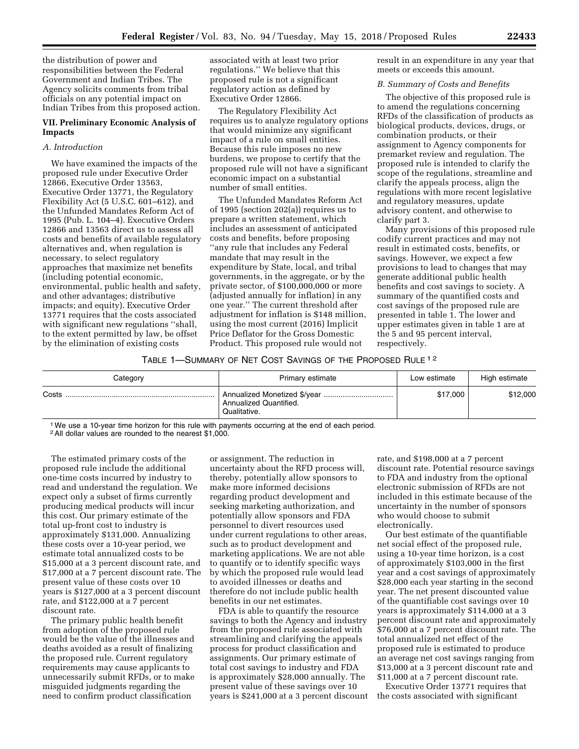the distribution of power and responsibilities between the Federal Government and Indian Tribes. The Agency solicits comments from tribal officials on any potential impact on Indian Tribes from this proposed action.

## VII. Preliminary Economic Analysis of Impacts

### A. Introduction

We have examined the impacts of the proposed rule under Executive Order 12866, Executive Order 13563, Executive Order 13771, the Regulatory Flexibility Act (5 U.S.C. 601–612), and the Unfunded Mandates Reform Act of 1995 (Pub. L. 104–4). Executive Orders 12866 and 13563 direct us to assess all costs and benefits of available regulatory alternatives and, when regulation is necessary, to select regulatory approaches that maximize net benefits (including potential economic, environmental, public health and safety, and other advantages; distributive impacts; and equity). Executive Order 13771 requires that the costs associated with significant new regulations "shall, to the extent permitted by law, be offset by the elimination of existing costs associated with at least two prior regulations." We believe that this proposed rule is not a significant regulatory action as defined by Executive Order 12866.

The Regulatory Flexibility Act requires us to analyze regulatory options that would minimize any significant impact of a rule on small entities. Because this rule imposes no new burdens, we propose to certify that the proposed rule will not have a significant economic impact on a substantial number of small entities.

The Unfunded Mandates Reform Act of 1995 (section 202(a)) requires us to prepare a written statement, which includes an assessment of anticipated costs and benefits, before proposing "any rule that includes any Federal mandate that may result in the expenditure by State, local, and tribal governments, in the aggregate, or by the private sector, of $100,000,000 or more (adjusted annually for inflation) in any one year." The current threshold after adjustment for inflation is $148 million, using the most current (2016) Implicit Price Deflator for the Gross Domestic Product. This proposed rule would not result in an expenditure in any year that meets or exceeds this amount.

### B. Summary of Costs and Benefits

The objective of this proposed rule is to amend the regulations concerning RFDs of the classification of products as biological products, devices, drugs, or combination products, or their assignment to Agency components for premarket review and regulation. The proposed rule is intended to clarify the scope of the regulations, streamline and clarify the appeals process, align the regulations with more recent legislative and regulatory measures, update advisory content, and otherwise to clarify part 3.

Many provisions of this proposed rule codify current practices and may not result in estimated costs, benefits, or savings. However, we expect a few provisions to lead to changes that may generate additional public health benefits and cost savings to society. A summary of the quantified costs and cost savings of the proposed rule are presented in table 1. The lower and upper estimates given in table 1 are at the 5 and 95 percent interval, respectively.

TABLE 1—SUMMARY OF NET COST SAVINGS OF THE PROPOSED RULE [1] [2]

| Category | Primary estimate | Low estimate | High estimate |
|---|---|---|---|
| Costs | Annualized Monetized $/year<br>Annualized Quantified.<br>Qualitative. | $17,000 | $12,000 |

[1] We use a 10-year time horizon for this rule with payments occurring at the end of each period.

[2] All dollar values are rounded to the nearest $1,000.

The estimated primary costs of the proposed rule include the additional one-time costs incurred by industry to read and understand the regulation. We expect only a subset of firms currently producing medical products will incur this cost. Our primary estimate of the total up-front cost to industry is approximately $131,000. Annualizing these costs over a 10-year period, we estimate total annualized costs to be $15,000 at a 3 percent discount rate, and $17,000 at a 7 percent discount rate. The present value of these costs over 10 years is $127,000 at a 3 percent discount rate, and $122,000 at a 7 percent discount rate.

The primary public health benefit from adoption of the proposed rule would be the value of the illnesses and deaths avoided as a result of finalizing the proposed rule. Current regulatory requirements may cause applicants to unnecessarily submit RFDs, or to make misguided judgments regarding the need to confirm product classification or assignment. The reduction in uncertainty about the RFD process will, thereby, potentially allow sponsors to make more informed decisions regarding product development and seeking marketing authorization, and potentially allow sponsors and FDA personnel to divert resources used under current regulations to other areas, such as to product development and marketing applications. We are not able to quantify or to identify specific ways by which the proposed rule would lead to avoided illnesses or deaths and therefore do not include public health benefits in our net estimates.

FDA is able to quantify the resource savings to both the Agency and industry from the proposed rule associated with streamlining and clarifying the appeals process for product classification and assignments. Our primary estimate of total cost savings to industry and FDA is approximately $28,000 annually. The present value of these savings over 10 years is $241,000 at a 3 percent discount rate, and $198,000 at a 7 percent discount rate. Potential resource savings to FDA and industry from the optional electronic submission of RFDs are not included in this estimate because of the uncertainty in the number of sponsors who would choose to submit electronically.

Our best estimate of the quantifiable net social effect of the proposed rule, using a 10-year time horizon, is a cost of approximately $103,000 in the first year and a cost savings of approximately $28,000 each year starting in the second year. The net present discounted value of the quantifiable cost savings over 10 years is approximately $114,000 at a 3 percent discount rate and approximately $76,000 at a 7 percent discount rate. The total annualized net effect of the proposed rule is estimated to produce an average net cost savings ranging from $13,000 at a 3 percent discount rate and $11,000 at a 7 percent discount rate.

Executive Order 13771 requires that the costs associated with significant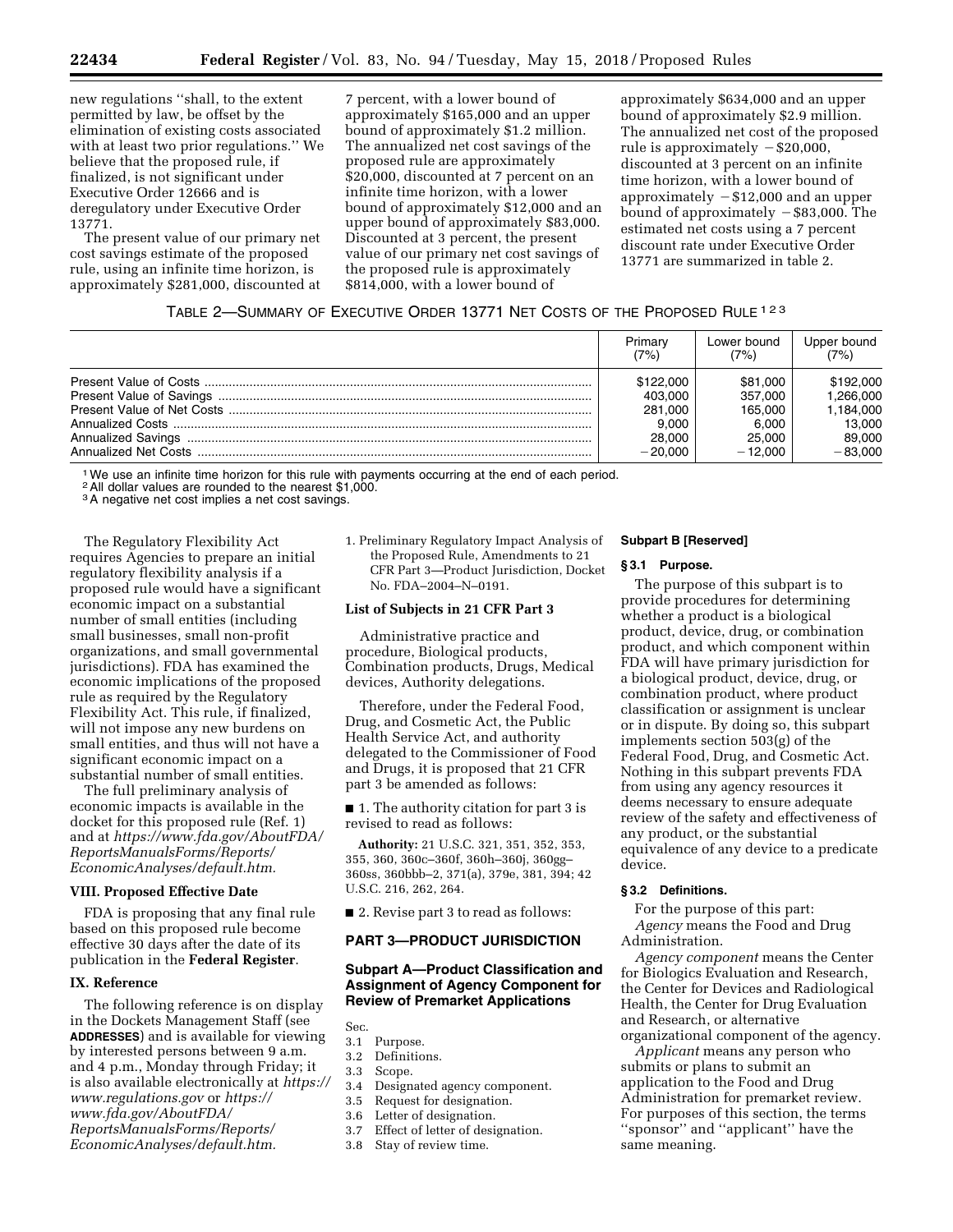new regulations ''shall, to the extent permitted by law, be offset by the elimination of existing costs associated with at least two prior regulations.'' We believe that the proposed rule, if finalized, is not significant under Executive Order 12666 and is deregulatory under Executive Order 13771.

The present value of our primary net cost savings estimate of the proposed rule, using an infinite time horizon, is approximately $281,000, discounted at 7 percent, with a lower bound of approximately $165,000 and an upper bound of approximately $1.2 million. The annualized net cost savings of the proposed rule are approximately $20,000, discounted at 7 percent on an infinite time horizon, with a lower bound of approximately $12,000 and an upper bound of approximately $83,000. Discounted at 3 percent, the present value of our primary net cost savings of the proposed rule is approximately $814,000, with a lower bound of approximately $634,000 and an upper bound of approximately $2.9 million. The annualized net cost of the proposed rule is approximately −$20,000, discounted at 3 percent on an infinite time horizon, with a lower bound of approximately −$12,000 and an upper bound of approximately −$83,000. The estimated net costs using a 7 percent discount rate under Executive Order 13771 are summarized in table 2.

TABLE 2—SUMMARY OF EXECUTIVE ORDER 13771 NET COSTS OF THE PROPOSED RULE [1 2 3]

| | Primary (7%) | Lower bound (7%) | Upper bound (7%) |
|---|---|---|---|
| Present Value of Costs | $122,000 | $81,000 | $192,000 |
| Present Value of Savings | 403,000 | 357,000 | 1,266,000 |
| Present Value of Net Costs | 281,000 | 165,000 | 1,184,000 |
| Annualized Costs | 9,000 | 6,000 | 13,000 |
| Annualized Savings | 28,000 | 25,000 | 89,000 |
| Annualized Net Costs | −20,000 | −12,000 | −83,000 |

[1] We use an infinite time horizon for this rule with payments occurring at the end of each period.
[2] All dollar values are rounded to the nearest $1,000.
[3] A negative net cost implies a net cost savings.

The Regulatory Flexibility Act requires Agencies to prepare an initial regulatory flexibility analysis if a proposed rule would have a significant economic impact on a substantial number of small entities (including small businesses, small non-profit organizations, and small governmental jurisdictions). FDA has examined the economic implications of the proposed rule as required by the Regulatory Flexibility Act. This rule, if finalized, will not impose any new burdens on small entities, and thus will not have a significant economic impact on a substantial number of small entities.

The full preliminary analysis of economic impacts is available in the docket for this proposed rule (Ref. 1) and at *https://www.fda.gov/AboutFDA/ReportsManualsForms/Reports/EconomicAnalyses/default.htm.*

## VIII. Proposed Effective Date

FDA is proposing that any final rule based on this proposed rule become effective 30 days after the date of its publication in the **Federal Register**.

## IX. Reference

The following reference is on display in the Dockets Management Staff (see **ADDRESSES**) and is available for viewing by interested persons between 9 a.m. and 4 p.m., Monday through Friday; it is also available electronically at *https://www.regulations.gov* or *https://www.fda.gov/AboutFDA/ReportsManualsForms/Reports/EconomicAnalyses/default.htm.*

1. Preliminary Regulatory Impact Analysis of the Proposed Rule, Amendments to 21 CFR Part 3—Product Jurisdiction, Docket No. FDA–2004–N–0191.

### List of Subjects in 21 CFR Part 3

Administrative practice and procedure, Biological products, Combination products, Drugs, Medical devices, Authority delegations.

Therefore, under the Federal Food, Drug, and Cosmetic Act, the Public Health Service Act, and authority delegated to the Commissioner of Food and Drugs, it is proposed that 21 CFR part 3 be amended as follows:

■ 1. The authority citation for part 3 is revised to read as follows:

**Authority:** 21 U.S.C. 321, 351, 352, 353, 355, 360, 360c–360f, 360h–360j, 360gg–360ss, 360bbb–2, 371(a), 379e, 381, 394; 42 U.S.C. 216, 262, 264.

■ 2. Revise part 3 to read as follows:

## PART 3—PRODUCT JURISDICTION

### Subpart A—Product Classification and Assignment of Agency Component for Review of Premarket Applications

Sec.
3.1 Purpose.
3.2 Definitions.
3.3 Scope.
3.4 Designated agency component.
3.5 Request for designation.
3.6 Letter of designation.
3.7 Effect of letter of designation.
3.8 Stay of review time.

### Subpart B [Reserved]

### § 3.1 Purpose.

The purpose of this subpart is to provide procedures for determining whether a product is a biological product, device, drug, or combination product, and which component within FDA will have primary jurisdiction for a biological product, device, drug, or combination product, where product classification or assignment is unclear or in dispute. By doing so, this subpart implements section 503(g) of the Federal Food, Drug, and Cosmetic Act. Nothing in this subpart prevents FDA from using any agency resources it deems necessary to ensure adequate review of the safety and effectiveness of any product, or the substantial equivalence of any device to a predicate device.

### § 3.2 Definitions.

For the purpose of this part:

*Agency* means the Food and Drug Administration.

*Agency component* means the Center for Biologics Evaluation and Research, the Center for Devices and Radiological Health, the Center for Drug Evaluation and Research, or alternative organizational component of the agency.

*Applicant* means any person who submits or plans to submit an application to the Food and Drug Administration for premarket review. For purposes of this section, the terms ''sponsor'' and ''applicant'' have the same meaning.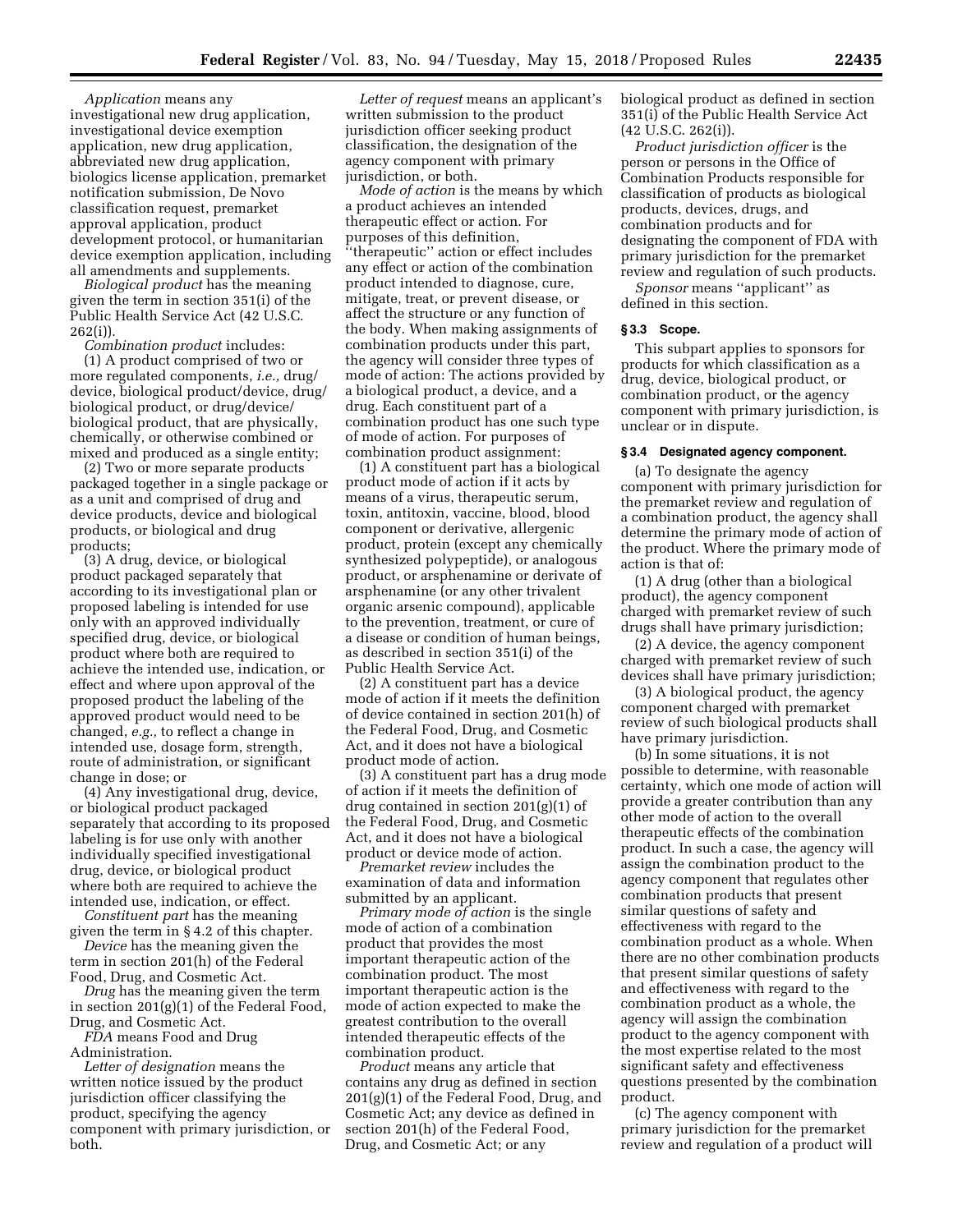*Application* means any investigational new drug application, investigational device exemption application, new drug application, abbreviated new drug application, biologics license application, premarket notification submission, De Novo classification request, premarket approval application, product development protocol, or humanitarian device exemption application, including all amendments and supplements.

*Biological product* has the meaning given the term in section 351(i) of the Public Health Service Act (42 U.S.C. 262(i)).

*Combination product* includes:

(1) A product comprised of two or more regulated components, *i.e.,* drug/device, biological product/device, drug/biological product, or drug/device/biological product, that are physically, chemically, or otherwise combined or mixed and produced as a single entity;

(2) Two or more separate products packaged together in a single package or as a unit and comprised of drug and device products, device and biological products, or biological and drug products;

(3) A drug, device, or biological product packaged separately that according to its investigational plan or proposed labeling is intended for use only with an approved individually specified drug, device, or biological product where both are required to achieve the intended use, indication, or effect and where upon approval of the proposed product the labeling of the approved product would need to be changed, *e.g.,* to reflect a change in intended use, dosage form, strength, route of administration, or significant change in dose; or

(4) Any investigational drug, device, or biological product packaged separately that according to its proposed labeling is for use only with another individually specified investigational drug, device, or biological product where both are required to achieve the intended use, indication, or effect.

*Constituent part* has the meaning given the term in § 4.2 of this chapter.

*Device* has the meaning given the term in section 201(h) of the Federal Food, Drug, and Cosmetic Act.

*Drug* has the meaning given the term in section 201(g)(1) of the Federal Food, Drug, and Cosmetic Act.

*FDA* means Food and Drug Administration.

*Letter of designation* means the written notice issued by the product jurisdiction officer classifying the product, specifying the agency component with primary jurisdiction, or both.

*Letter of request* means an applicant's written submission to the product jurisdiction officer seeking product classification, the designation of the agency component with primary jurisdiction, or both.

*Mode of action* is the means by which a product achieves an intended therapeutic effect or action. For purposes of this definition, "therapeutic" action or effect includes any effect or action of the combination product intended to diagnose, cure, mitigate, treat, or prevent disease, or affect the structure or any function of the body. When making assignments of combination products under this part, the agency will consider three types of mode of action: The actions provided by a biological product, a device, and a drug. Each constituent part of a combination product has one such type of mode of action. For purposes of combination product assignment:

(1) A constituent part has a biological product mode of action if it acts by means of a virus, therapeutic serum, toxin, antitoxin, vaccine, blood, blood component or derivative, allergenic product, protein (except any chemically synthesized polypeptide), or analogous product, or arsphenamine or derivate of arsphenamine (or any other trivalent organic arsenic compound), applicable to the prevention, treatment, or cure of a disease or condition of human beings, as described in section 351(i) of the Public Health Service Act.

(2) A constituent part has a device mode of action if it meets the definition of device contained in section 201(h) of the Federal Food, Drug, and Cosmetic Act, and it does not have a biological product mode of action.

(3) A constituent part has a drug mode of action if it meets the definition of drug contained in section 201(g)(1) of the Federal Food, Drug, and Cosmetic Act, and it does not have a biological product or device mode of action.

*Premarket review* includes the examination of data and information submitted by an applicant.

*Primary mode of action* is the single mode of action of a combination product that provides the most important therapeutic action of the combination product. The most important therapeutic action is the mode of action expected to make the greatest contribution to the overall intended therapeutic effects of the combination product.

*Product* means any article that contains any drug as defined in section 201(g)(1) of the Federal Food, Drug, and Cosmetic Act; any device as defined in section 201(h) of the Federal Food, Drug, and Cosmetic Act; or any biological product as defined in section 351(i) of the Public Health Service Act (42 U.S.C. 262(i)).

*Product jurisdiction officer* is the person or persons in the Office of Combination Products responsible for classification of products as biological products, devices, drugs, and combination products and for designating the component of FDA with primary jurisdiction for the premarket review and regulation of such products.

*Sponsor* means "applicant" as defined in this section.

### § 3.3 Scope.

This subpart applies to sponsors for products for which classification as a drug, device, biological product, or combination product, or the agency component with primary jurisdiction, is unclear or in dispute.

### § 3.4 Designated agency component.

(a) To designate the agency component with primary jurisdiction for the premarket review and regulation of a combination product, the agency shall determine the primary mode of action of the product. Where the primary mode of action is that of:

(1) A drug (other than a biological product), the agency component charged with premarket review of such drugs shall have primary jurisdiction;

(2) A device, the agency component charged with premarket review of such devices shall have primary jurisdiction;

(3) A biological product, the agency component charged with premarket review of such biological products shall have primary jurisdiction.

(b) In some situations, it is not possible to determine, with reasonable certainty, which one mode of action will provide a greater contribution than any other mode of action to the overall therapeutic effects of the combination product. In such a case, the agency will assign the combination product to the agency component that regulates other combination products that present similar questions of safety and effectiveness with regard to the combination product as a whole. When there are no other combination products that present similar questions of safety and effectiveness with regard to the combination product as a whole, the agency will assign the combination product to the agency component with the most expertise related to the most significant safety and effectiveness questions presented by the combination product.

(c) The agency component with primary jurisdiction for the premarket review and regulation of a product will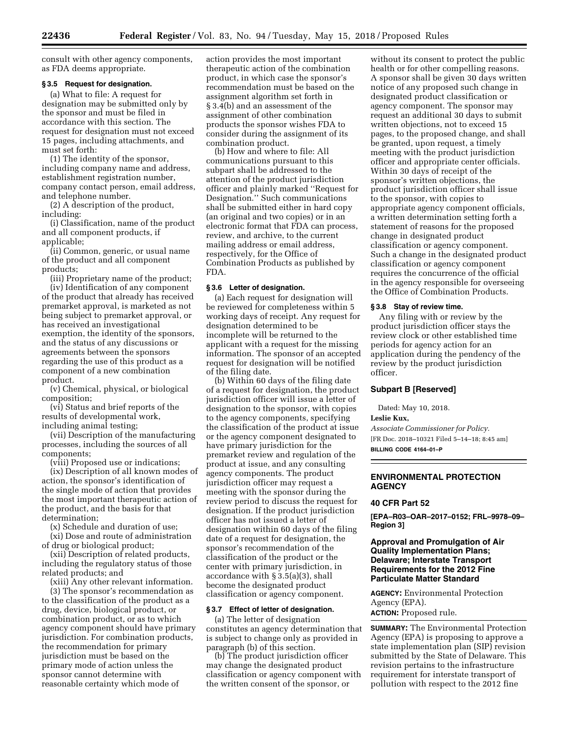consult with other agency components, as FDA deems appropriate.

### § 3.5 Request for designation.

(a) What to file: A request for designation may be submitted only by the sponsor and must be filed in accordance with this section. The request for designation must not exceed 15 pages, including attachments, and must set forth:

(1) The identity of the sponsor, including company name and address, establishment registration number, company contact person, email address, and telephone number.

(2) A description of the product, including:

(i) Classification, name of the product and all component products, if applicable;

(ii) Common, generic, or usual name of the product and all component products;

(iii) Proprietary name of the product;

(iv) Identification of any component of the product that already has received premarket approval, is marketed as not being subject to premarket approval, or has received an investigational exemption, the identity of the sponsors, and the status of any discussions or agreements between the sponsors regarding the use of this product as a component of a new combination product.

(v) Chemical, physical, or biological composition;

(vi) Status and brief reports of the results of developmental work, including animal testing;

(vii) Description of the manufacturing processes, including the sources of all components;

(viii) Proposed use or indications;

(ix) Description of all known modes of action, the sponsor's identification of the single mode of action that provides the most important therapeutic action of the product, and the basis for that determination;

(x) Schedule and duration of use;

(xi) Dose and route of administration of drug or biological product;

(xii) Description of related products, including the regulatory status of those related products; and

(xiii) Any other relevant information.

(3) The sponsor's recommendation as to the classification of the product as a drug, device, biological product, or combination product, or as to which agency component should have primary jurisdiction. For combination products, the recommendation for primary jurisdiction must be based on the primary mode of action unless the sponsor cannot determine with reasonable certainty which mode of action provides the most important therapeutic action of the combination product, in which case the sponsor's recommendation must be based on the assignment algorithm set forth in § 3.4(b) and an assessment of the assignment of other combination products the sponsor wishes FDA to consider during the assignment of its combination product.

(b) How and where to file: All communications pursuant to this subpart shall be addressed to the attention of the product jurisdiction officer and plainly marked "Request for Designation." Such communications shall be submitted either in hard copy (an original and two copies) or in an electronic format that FDA can process, review, and archive, to the current mailing address or email address, respectively, for the Office of Combination Products as published by FDA.

### § 3.6 Letter of designation.

(a) Each request for designation will be reviewed for completeness within 5 working days of receipt. Any request for designation determined to be incomplete will be returned to the applicant with a request for the missing information. The sponsor of an accepted request for designation will be notified of the filing date.

(b) Within 60 days of the filing date of a request for designation, the product jurisdiction officer will issue a letter of designation to the sponsor, with copies to the agency components, specifying the classification of the product at issue or the agency component designated to have primary jurisdiction for the premarket review and regulation of the product at issue, and any consulting agency components. The product jurisdiction officer may request a meeting with the sponsor during the review period to discuss the request for designation. If the product jurisdiction officer has not issued a letter of designation within 60 days of the filing date of a request for designation, the sponsor's recommendation of the classification of the product or the center with primary jurisdiction, in accordance with § 3.5(a)(3), shall become the designated product classification or agency component.

### § 3.7 Effect of letter of designation.

(a) The letter of designation constitutes an agency determination that is subject to change only as provided in paragraph (b) of this section.

(b) The product jurisdiction officer may change the designated product classification or agency component with the written consent of the sponsor, or without its consent to protect the public health or for other compelling reasons. A sponsor shall be given 30 days written notice of any proposed such change in designated product classification or agency component. The sponsor may request an additional 30 days to submit written objections, not to exceed 15 pages, to the proposed change, and shall be granted, upon request, a timely meeting with the product jurisdiction officer and appropriate center officials. Within 30 days of receipt of the sponsor's written objections, the product jurisdiction officer shall issue to the sponsor, with copies to appropriate agency component officials, a written determination setting forth a statement of reasons for the proposed change in designated product classification or agency component. Such a change in the designated product classification or agency component requires the concurrence of the official in the agency responsible for overseeing the Office of Combination Products.

### § 3.8 Stay of review time.

Any filing with or review by the product jurisdiction officer stays the review clock or other established time periods for agency action for an application during the pendency of the review by the product jurisdiction officer.

## Subpart B [Reserved]

Dated: May 10, 2018.

**Leslie Kux,**

*Associate Commissioner for Policy.*

[FR Doc. 2018–10321 Filed 5–14–18; 8:45 am]

**BILLING CODE 4164–01–P**

---

## ENVIRONMENTAL PROTECTION AGENCY

### 40 CFR Part 52

**[EPA–R03–OAR–2017–0152; FRL–9978–09–Region 3]**

### Approval and Promulgation of Air Quality Implementation Plans; Delaware; Interstate Transport Requirements for the 2012 Fine Particulate Matter Standard

**AGENCY:** Environmental Protection Agency (EPA).

**ACTION:** Proposed rule.

**SUMMARY:** The Environmental Protection Agency (EPA) is proposing to approve a state implementation plan (SIP) revision submitted by the State of Delaware. This revision pertains to the infrastructure requirement for interstate transport of pollution with respect to the 2012 fine